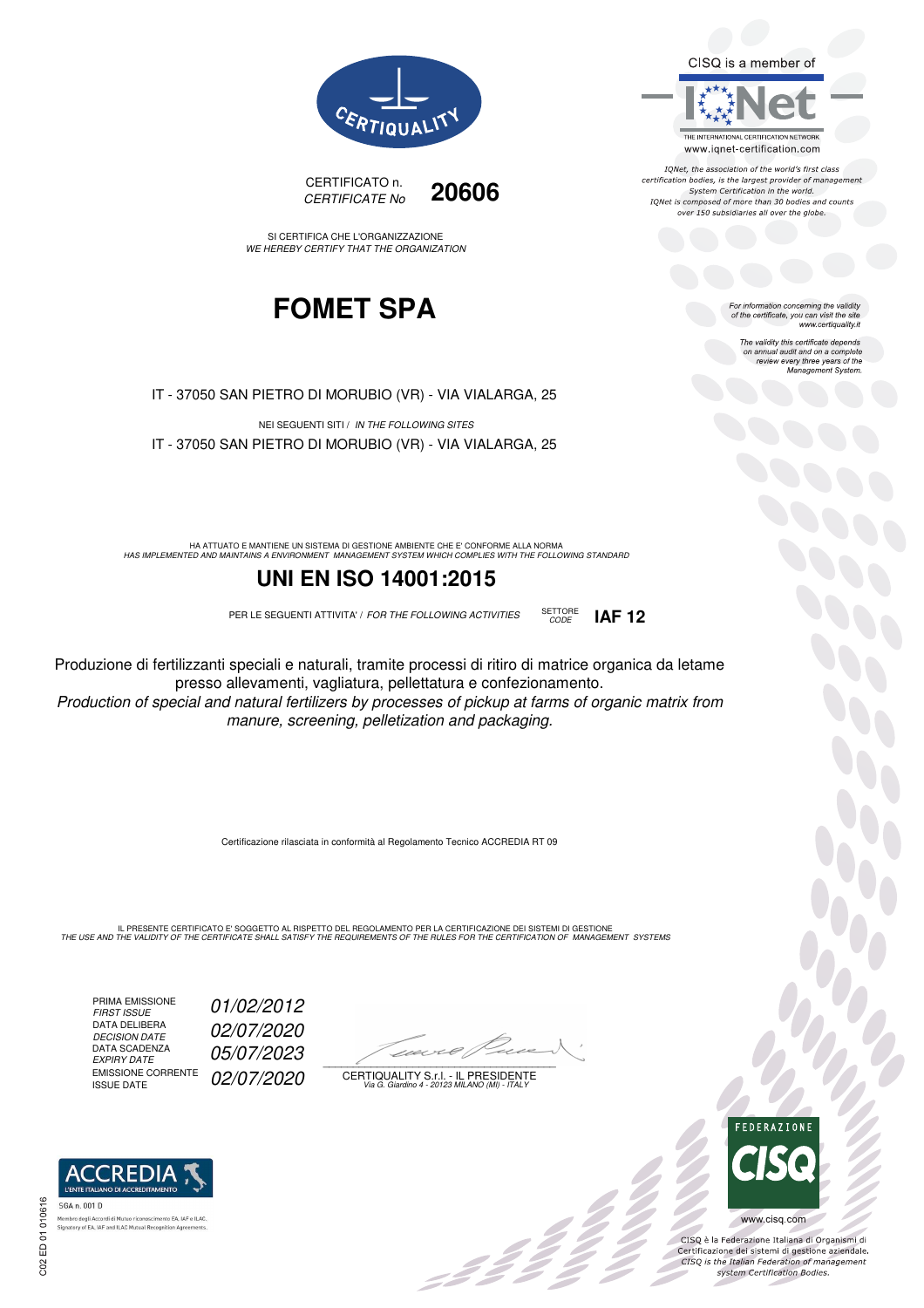CERTIQUALITY

CERTIFICATO n.
*CERTIFICATE No* **20606**

SI CERTIFICA CHE L'ORGANIZZAZIONE
*WE HEREBY CERTIFY THAT THE ORGANIZATION*

# FOMET SPA

IT - 37050 SAN PIETRO DI MORUBIO (VR) - VIA VIALARGA, 25

NEI SEGUENTI SITI / *IN THE FOLLOWING SITES*

IT - 37050 SAN PIETRO DI MORUBIO (VR) - VIA VIALARGA, 25

HA ATTUATO E MANTIENE UN SISTEMA DI GESTIONE AMBIENTE CHE E' CONFORME ALLA NORMA
*HAS IMPLEMENTED AND MAINTAINS A ENVIRONMENT MANAGEMENT SYSTEM WHICH COMPLIES WITH THE FOLLOWING STANDARD*

## UNI EN ISO 14001:2015

PER LE SEGUENTI ATTIVITA' / *FOR THE FOLLOWING ACTIVITIES* SETTORE *CODE* **IAF 12**

Produzione di fertilizzanti speciali e naturali, tramite processi di ritiro di matrice organica da letame presso allevamenti, vagliatura, pellettatura e confezionamento.
*Production of special and natural fertilizers by processes of pickup at farms of organic matrix from manure, screening, pelletization and packaging.*

Certificazione rilasciata in conformità al Regolamento Tecnico ACCREDIA RT 09

IL PRESENTE CERTIFICATO E' SOGGETTO AL RISPETTO DEL REGOLAMENTO PER LA CERTIFICAZIONE DEI SISTEMI DI GESTIONE
*THE USE AND THE VALIDITY OF THE CERTIFICATE SHALL SATISFY THE REQUIREMENTS OF THE RULES FOR THE CERTIFICATION OF MANAGEMENT SYSTEMS*

| | |
|---|---|
| PRIMA EMISSIONE *FIRST ISSUE* | *01/02/2012* |
| DATA DELIBERA *DECISION DATE* | *02/07/2020* |
| DATA SCADENZA *EXPIRY DATE* | *05/07/2023* |
| EMISSIONE CORRENTE ISSUE DATE | *02/07/2020* |

CERTIQUALITY S.r.l. - IL PRESIDENTE
*Via G. Giardino 4 - 20123 MILANO (MI) - ITALY*

CISQ is a member of IQNet
THE INTERNATIONAL CERTIFICATION NETWORK
www.iqnet-certification.com

*IQNet, the association of the world's first class certification bodies, is the largest provider of management System Certification in the world. IQNet is composed of more than 30 bodies and counts over 150 subsidiaries all over the globe.*

*For information concerning the validity of the certificate, you can visit the site www.certiquality.it*

*The validity this certificate depends on annual audit and on a complete review every three years of the Management System.*

ACCREDIA L'ENTE ITALIANO DI ACCREDITAMENTO
SGA n. 001 D
Membro degli Accordi di Mutuo riconoscimento EA, IAF e ILAC. Signatory of EA, IAF and ILAC Mutual Recognition Agreements.

C02 ED 01 010616

FEDERAZIONE CISQ
www.cisq.com
CISQ è la Federazione Italiana di Organismi di Certificazione dei sistemi di gestione aziendale.
*CISQ is the Italian Federation of management system Certification Bodies.*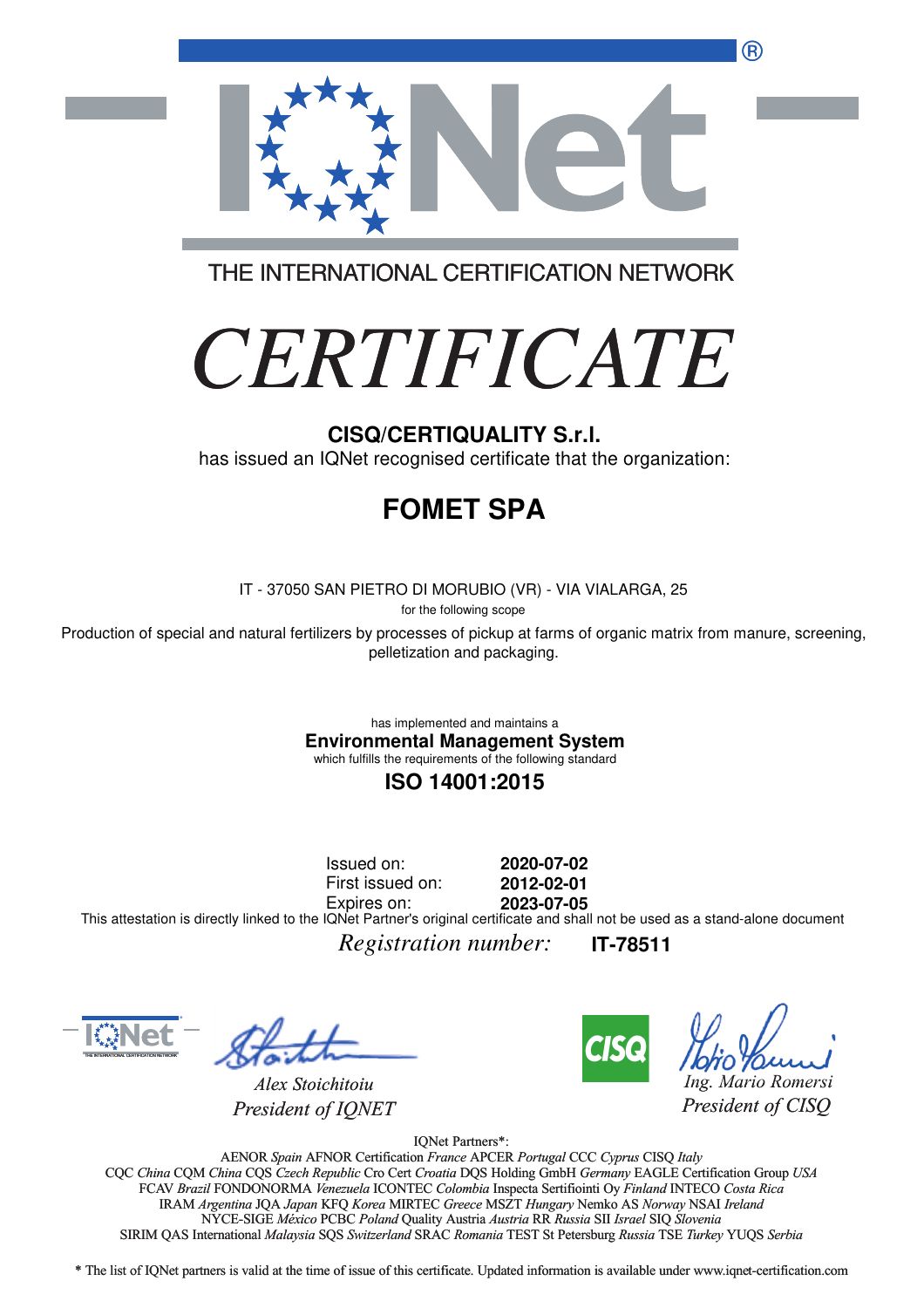THE INTERNATIONAL CERTIFICATION NETWORK

# CERTIFICATE

**CISQ/CERTIQUALITY S.r.l.**

has issued an IQNet recognised certificate that the organization:

## FOMET SPA

IT - 37050 SAN PIETRO DI MORUBIO (VR) - VIA VIALARGA, 25

for the following scope

Production of special and natural fertilizers by processes of pickup at farms of organic matrix from manure, screening, pelletization and packaging.

has implemented and maintains a

**Environmental Management System**

which fulfills the requirements of the following standard

**ISO 14001:2015**

Issued on: **2020-07-02**
First issued on: **2012-02-01**
Expires on: **2023-07-05**

This attestation is directly linked to the IQNet Partner's original certificate and shall not be used as a stand-alone document

*Registration number:* **IT-78511**

*Alex Stoichitoiu*
*President of IQNET*

*Ing. Mario Romersi*
*President of CISQ*

IQNet Partners*:

AENOR *Spain* AFNOR Certification *France* APCER *Portugal* CCC *Cyprus* CISQ *Italy*
CQC *China* CQM *China* CQS *Czech Republic* Cro Cert *Croatia* DQS Holding GmbH *Germany* EAGLE Certification Group *USA*
FCAV *Brazil* FONDONORMA *Venezuela* ICONTEC *Colombia* Inspecta Sertifiointi Oy *Finland* INTECO *Costa Rica*
IRAM *Argentina* JQA *Japan* KFQ *Korea* MIRTEC *Greece* MSZT *Hungary* Nemko AS *Norway* NSAI *Ireland*
NYCE-SIGE *México* PCBC *Poland* Quality Austria *Austria* RR *Russia* SII *Israel* SIQ *Slovenia*
SIRIM QAS International *Malaysia* SQS *Switzerland* SRAC *Romania* TEST St Petersburg *Russia* TSE *Turkey* YUQS *Serbia*

\* The list of IQNet partners is valid at the time of issue of this certificate. Updated information is available under www.iqnet-certification.com